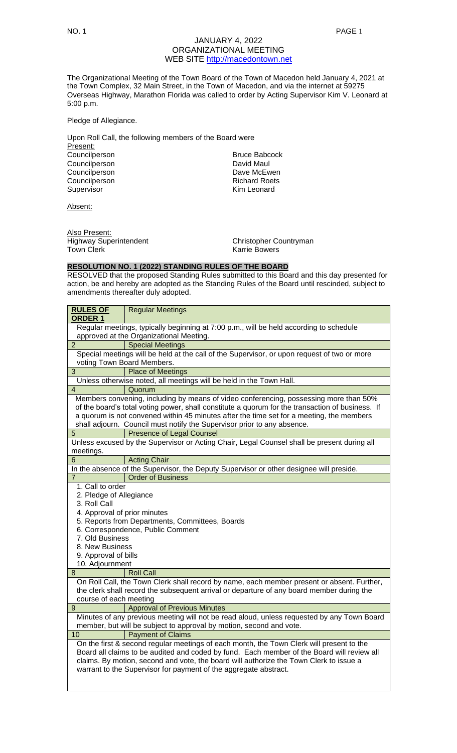JANUARY 4, 2022
ORGANIZATIONAL MEETING
WEB SITE http://macedontown.net

The Organizational Meeting of the Town Board of the Town of Macedon held January 4, 2021 at the Town Complex, 32 Main Street, in the Town of Macedon, and via the internet at 59275 Overseas Highway, Marathon Florida was called to order by Acting Supervisor Kim V. Leonard at 5:00 p.m.

Pledge of Allegiance.

Upon Roll Call, the following members of the Board were

Present:

| | |
|---|---|
| Councilperson | Bruce Babcock |
| Councilperson | David Maul |
| Councilperson | Dave McEwen |
| Councilperson | Richard Roets |
| Supervisor | Kim Leonard |

Absent:

Also Present:

| | |
|---|---|
| Highway Superintendent | Christopher Countryman |
| Town Clerk | Karrie Bowers |

## RESOLUTION NO. 1 (2022) STANDING RULES OF THE BOARD

RESOLVED that the proposed Standing Rules submitted to this Board and this day presented for action, be and hereby are adopted as the Standing Rules of the Board until rescinded, subject to amendments thereafter duly adopted.

| RULES OF ORDER 1 | Regular Meetings |
|---|---|
| Regular meetings, typically beginning at 7:00 p.m., will be held according to schedule approved at the Organizational Meeting. | |
| 2 | Special Meetings |
| Special meetings will be held at the call of the Supervisor, or upon request of two or more voting Town Board Members. | |
| 3 | Place of Meetings |
| Unless otherwise noted, all meetings will be held in the Town Hall. | |
| 4 | Quorum |
| Members convening, including by means of video conferencing, possessing more than 50% of the board's total voting power, shall constitute a quorum for the transaction of business. If a quorum is not convened within 45 minutes after the time set for a meeting, the members shall adjourn. Council must notify the Supervisor prior to any absence. | |
| 5 | Presence of Legal Counsel |
| Unless excused by the Supervisor or Acting Chair, Legal Counsel shall be present during all meetings. | |
| 6 | Acting Chair |
| In the absence of the Supervisor, the Deputy Supervisor or other designee will preside. | |
| 7 | Order of Business |
| 1. Call to order<br>2. Pledge of Allegiance<br>3. Roll Call<br>4. Approval of prior minutes<br>5. Reports from Departments, Committees, Boards<br>6. Correspondence, Public Comment<br>7. Old Business<br>8. New Business<br>9. Approval of bills<br>10. Adjournment | |
| 8 | Roll Call |
| On Roll Call, the Town Clerk shall record by name, each member present or absent. Further, the clerk shall record the subsequent arrival or departure of any board member during the course of each meeting | |
| 9 | Approval of Previous Minutes |
| Minutes of any previous meeting will not be read aloud, unless requested by any Town Board member, but will be subject to approval by motion, second and vote. | |
| 10 | Payment of Claims |
| On the first & second regular meetings of each month, the Town Clerk will present to the Board all claims to be audited and coded by fund. Each member of the Board will review all claims. By motion, second and vote, the board will authorize the Town Clerk to issue a warrant to the Supervisor for payment of the aggregate abstract. | |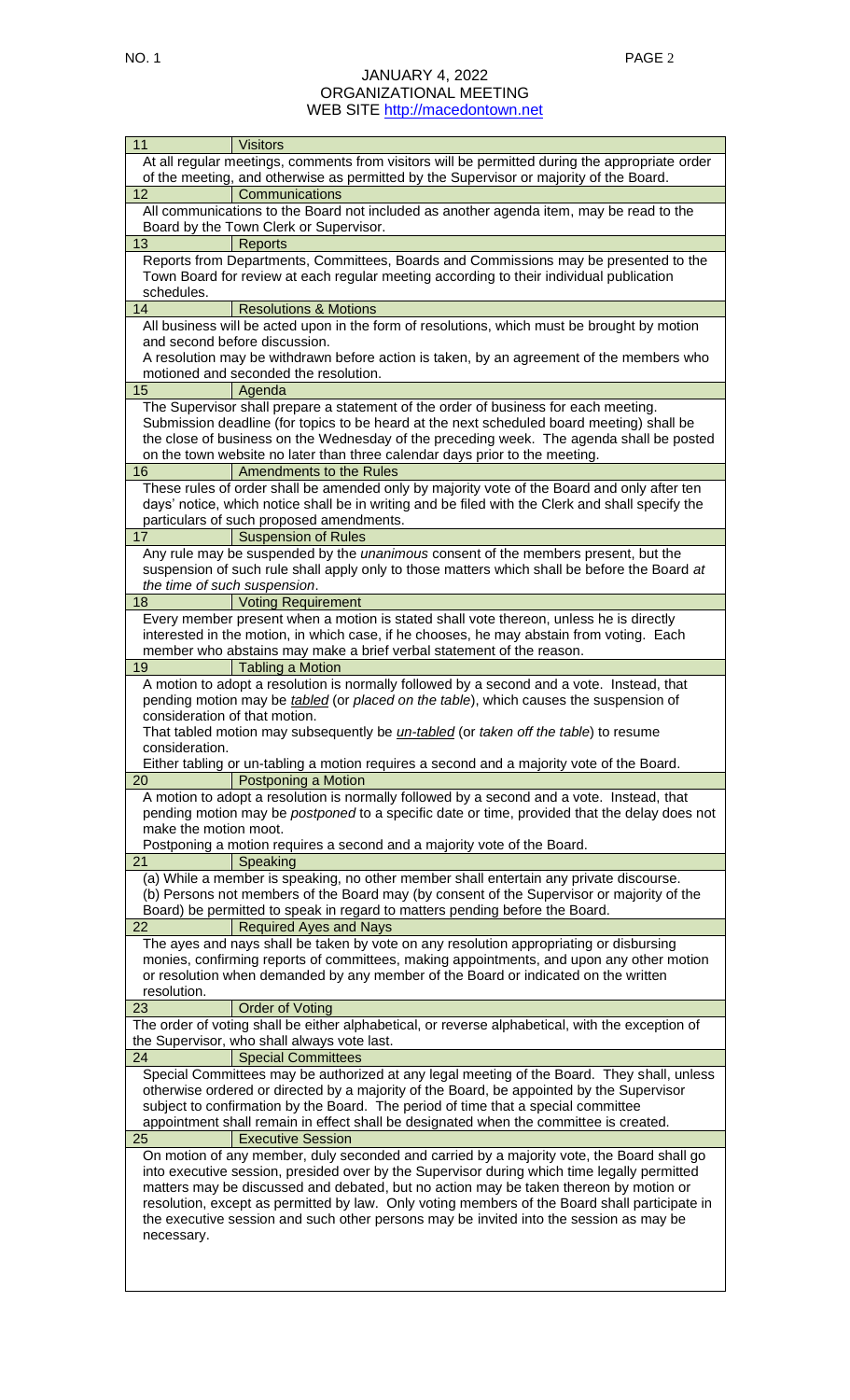JANUARY 4, 2022
ORGANIZATIONAL MEETING
WEB SITE http://macedontown.net

| 11 | Visitors |
|---|---|
| At all regular meetings, comments from visitors will be permitted during the appropriate order of the meeting, and otherwise as permitted by the Supervisor or majority of the Board. | |
| 12 | Communications |
| All communications to the Board not included as another agenda item, may be read to the Board by the Town Clerk or Supervisor. | |
| 13 | Reports |
| Reports from Departments, Committees, Boards and Commissions may be presented to the Town Board for review at each regular meeting according to their individual publication schedules. | |
| 14 | Resolutions & Motions |
| All business will be acted upon in the form of resolutions, which must be brought by motion and second before discussion.<br>A resolution may be withdrawn before action is taken, by an agreement of the members who motioned and seconded the resolution. | |
| 15 | Agenda |
| The Supervisor shall prepare a statement of the order of business for each meeting. Submission deadline (for topics to be heard at the next scheduled board meeting) shall be the close of business on the Wednesday of the preceding week. The agenda shall be posted on the town website no later than three calendar days prior to the meeting. | |
| 16 | Amendments to the Rules |
| These rules of order shall be amended only by majority vote of the Board and only after ten days' notice, which notice shall be in writing and be filed with the Clerk and shall specify the particulars of such proposed amendments. | |
| 17 | Suspension of Rules |
| Any rule may be suspended by the *unanimous* consent of the members present, but the suspension of such rule shall apply only to those matters which shall be before the Board *at the time of such suspension*. | |
| 18 | Voting Requirement |
| Every member present when a motion is stated shall vote thereon, unless he is directly interested in the motion, in which case, if he chooses, he may abstain from voting. Each member who abstains may make a brief verbal statement of the reason. | |
| 19 | Tabling a Motion |
| A motion to adopt a resolution is normally followed by a second and a vote. Instead, that pending motion may be ***tabled*** (or *placed on the table*), which causes the suspension of consideration of that motion.<br>That tabled motion may subsequently be ***un-tabled*** (or *taken off the table*) to resume consideration.<br>Either tabling or un-tabling a motion requires a second and a majority vote of the Board. | |
| 20 | Postponing a Motion |
| A motion to adopt a resolution is normally followed by a second and a vote. Instead, that pending motion may be *postponed* to a specific date or time, provided that the delay does not make the motion moot.<br>Postponing a motion requires a second and a majority vote of the Board. | |
| 21 | Speaking |
| (a) While a member is speaking, no other member shall entertain any private discourse.<br>(b) Persons not members of the Board may (by consent of the Supervisor or majority of the Board) be permitted to speak in regard to matters pending before the Board. | |
| 22 | Required Ayes and Nays |
| The ayes and nays shall be taken by vote on any resolution appropriating or disbursing monies, confirming reports of committees, making appointments, and upon any other motion or resolution when demanded by any member of the Board or indicated on the written resolution. | |
| 23 | Order of Voting |
| The order of voting shall be either alphabetical, or reverse alphabetical, with the exception of the Supervisor, who shall always vote last. | |
| 24 | Special Committees |
| Special Committees may be authorized at any legal meeting of the Board. They shall, unless otherwise ordered or directed by a majority of the Board, be appointed by the Supervisor subject to confirmation by the Board. The period of time that a special committee appointment shall remain in effect shall be designated when the committee is created. | |
| 25 | Executive Session |
| On motion of any member, duly seconded and carried by a majority vote, the Board shall go into executive session, presided over by the Supervisor during which time legally permitted matters may be discussed and debated, but no action may be taken thereon by motion or resolution, except as permitted by law. Only voting members of the Board shall participate in the executive session and such other persons may be invited into the session as may be necessary. | |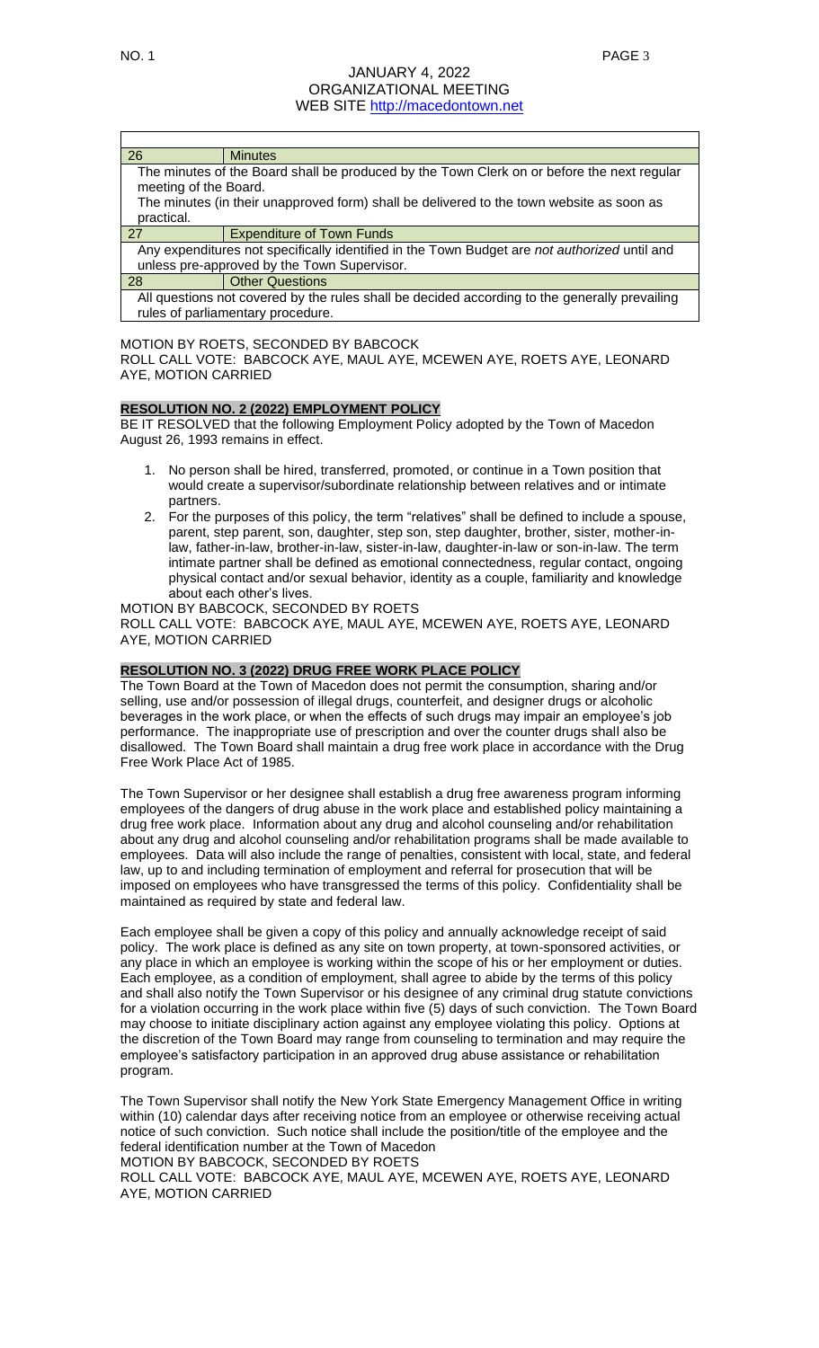| 26 | Minutes |
|---|---|
| The minutes of the Board shall be produced by the Town Clerk on or before the next regular meeting of the Board. The minutes (in their unapproved form) shall be delivered to the town website as soon as practical. | |
| 27 | Expenditure of Town Funds |
| Any expenditures not specifically identified in the Town Budget are *not authorized* until and unless pre-approved by the Town Supervisor. | |
| 28 | Other Questions |
| All questions not covered by the rules shall be decided according to the generally prevailing rules of parliamentary procedure. | |

MOTION BY ROETS, SECONDED BY BABCOCK
ROLL CALL VOTE: BABCOCK AYE, MAUL AYE, MCEWEN AYE, ROETS AYE, LEONARD AYE, MOTION CARRIED

**RESOLUTION NO. 2 (2022) EMPLOYMENT POLICY**

BE IT RESOLVED that the following Employment Policy adopted by the Town of Macedon August 26, 1993 remains in effect.

1. No person shall be hired, transferred, promoted, or continue in a Town position that would create a supervisor/subordinate relationship between relatives and or intimate partners.
2. For the purposes of this policy, the term "relatives" shall be defined to include a spouse, parent, step parent, son, daughter, step son, step daughter, brother, sister, mother-in-law, father-in-law, brother-in-law, sister-in-law, daughter-in-law or son-in-law. The term intimate partner shall be defined as emotional connectedness, regular contact, ongoing physical contact and/or sexual behavior, identity as a couple, familiarity and knowledge about each other's lives.

MOTION BY BABCOCK, SECONDED BY ROETS
ROLL CALL VOTE: BABCOCK AYE, MAUL AYE, MCEWEN AYE, ROETS AYE, LEONARD AYE, MOTION CARRIED

**RESOLUTION NO. 3 (2022) DRUG FREE WORK PLACE POLICY**

The Town Board at the Town of Macedon does not permit the consumption, sharing and/or selling, use and/or possession of illegal drugs, counterfeit, and designer drugs or alcoholic beverages in the work place, or when the effects of such drugs may impair an employee's job performance. The inappropriate use of prescription and over the counter drugs shall also be disallowed. The Town Board shall maintain a drug free work place in accordance with the Drug Free Work Place Act of 1985.

The Town Supervisor or her designee shall establish a drug free awareness program informing employees of the dangers of drug abuse in the work place and established policy maintaining a drug free work place. Information about any drug and alcohol counseling and/or rehabilitation about any drug and alcohol counseling and/or rehabilitation programs shall be made available to employees. Data will also include the range of penalties, consistent with local, state, and federal law, up to and including termination of employment and referral for prosecution that will be imposed on employees who have transgressed the terms of this policy. Confidentiality shall be maintained as required by state and federal law.

Each employee shall be given a copy of this policy and annually acknowledge receipt of said policy. The work place is defined as any site on town property, at town-sponsored activities, or any place in which an employee is working within the scope of his or her employment or duties. Each employee, as a condition of employment, shall agree to abide by the terms of this policy and shall also notify the Town Supervisor or his designee of any criminal drug statute convictions for a violation occurring in the work place within five (5) days of such conviction. The Town Board may choose to initiate disciplinary action against any employee violating this policy. Options at the discretion of the Town Board may range from counseling to termination and may require the employee's satisfactory participation in an approved drug abuse assistance or rehabilitation program.

The Town Supervisor shall notify the New York State Emergency Management Office in writing within (10) calendar days after receiving notice from an employee or otherwise receiving actual notice of such conviction. Such notice shall include the position/title of the employee and the federal identification number at the Town of Macedon

MOTION BY BABCOCK, SECONDED BY ROETS
ROLL CALL VOTE: BABCOCK AYE, MAUL AYE, MCEWEN AYE, ROETS AYE, LEONARD AYE, MOTION CARRIED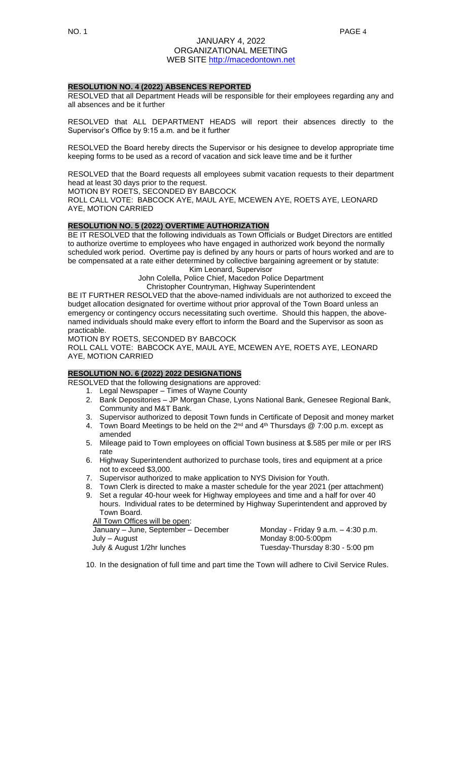**RESOLUTION NO. 4 (2022) ABSENCES REPORTED**

RESOLVED that all Department Heads will be responsible for their employees regarding any and all absences and be it further

RESOLVED that ALL DEPARTMENT HEADS will report their absences directly to the Supervisor's Office by 9:15 a.m. and be it further

RESOLVED the Board hereby directs the Supervisor or his designee to develop appropriate time keeping forms to be used as a record of vacation and sick leave time and be it further

RESOLVED that the Board requests all employees submit vacation requests to their department head at least 30 days prior to the request.

MOTION BY ROETS, SECONDED BY BABCOCK

ROLL CALL VOTE: BABCOCK AYE, MAUL AYE, MCEWEN AYE, ROETS AYE, LEONARD AYE, MOTION CARRIED

**RESOLUTION NO. 5 (2022) OVERTIME AUTHORIZATION**

BE IT RESOLVED that the following individuals as Town Officials or Budget Directors are entitled to authorize overtime to employees who have engaged in authorized work beyond the normally scheduled work period. Overtime pay is defined by any hours or parts of hours worked and are to be compensated at a rate either determined by collective bargaining agreement or by statute:

Kim Leonard, Supervisor
John Colella, Police Chief, Macedon Police Department
Christopher Countryman, Highway Superintendent

BE IT FURTHER RESOLVED that the above-named individuals are not authorized to exceed the budget allocation designated for overtime without prior approval of the Town Board unless an emergency or contingency occurs necessitating such overtime. Should this happen, the above-named individuals should make every effort to inform the Board and the Supervisor as soon as practicable.

MOTION BY ROETS, SECONDED BY BABCOCK

ROLL CALL VOTE: BABCOCK AYE, MAUL AYE, MCEWEN AYE, ROETS AYE, LEONARD AYE, MOTION CARRIED

**RESOLUTION NO. 6 (2022) 2022 DESIGNATIONS**

RESOLVED that the following designations are approved:

1. Legal Newspaper – Times of Wayne County
2. Bank Depositories – JP Morgan Chase, Lyons National Bank, Genesee Regional Bank, Community and M&T Bank.
3. Supervisor authorized to deposit Town funds in Certificate of Deposit and money market
4. Town Board Meetings to be held on the 2nd and 4th Thursdays @ 7:00 p.m. except as amended
5. Mileage paid to Town employees on official Town business at $.585 per mile or per IRS rate
6. Highway Superintendent authorized to purchase tools, tires and equipment at a price not to exceed $3,000.
7. Supervisor authorized to make application to NYS Division for Youth.
8. Town Clerk is directed to make a master schedule for the year 2021 (per attachment)
9. Set a regular 40-hour week for Highway employees and time and a half for over 40 hours. Individual rates to be determined by Highway Superintendent and approved by Town Board.

   All Town Offices will be open:

   | | |
   |---|---|
   | January – June, September – December | Monday - Friday 9 a.m. – 4:30 p.m. |
   | July – August | Monday 8:00-5:00pm |
   | July & August 1/2hr lunches | Tuesday-Thursday 8:30 - 5:00 pm |

10. In the designation of full time and part time the Town will adhere to Civil Service Rules.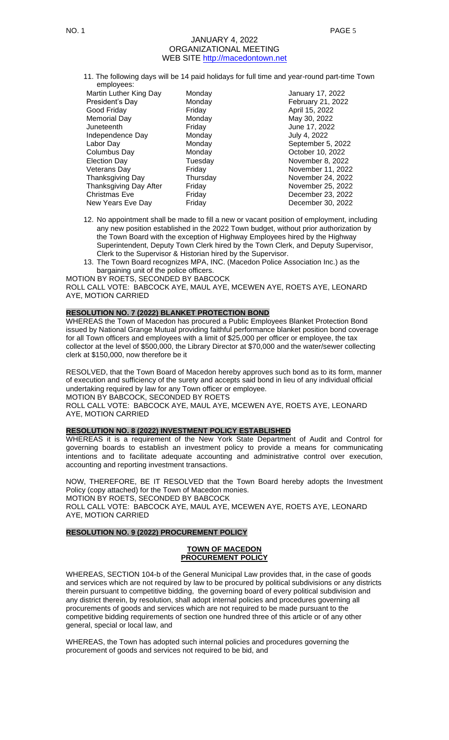11. The following days will be 14 paid holidays for full time and year-round part-time Town employees:

| Holiday | Day | Date |
|---|---|---|
| Martin Luther King Day | Monday | January 17, 2022 |
| President's Day | Monday | February 21, 2022 |
| Good Friday | Friday | April 15, 2022 |
| Memorial Day | Monday | May 30, 2022 |
| Juneteenth | Friday | June 17, 2022 |
| Independence Day | Monday | July 4, 2022 |
| Labor Day | Monday | September 5, 2022 |
| Columbus Day | Monday | October 10, 2022 |
| Election Day | Tuesday | November 8, 2022 |
| Veterans Day | Friday | November 11, 2022 |
| Thanksgiving Day | Thursday | November 24, 2022 |
| Thanksgiving Day After | Friday | November 25, 2022 |
| Christmas Eve | Friday | December 23, 2022 |
| New Years Eve Day | Friday | December 30, 2022 |

12. No appointment shall be made to fill a new or vacant position of employment, including any new position established in the 2022 Town budget, without prior authorization by the Town Board with the exception of Highway Employees hired by the Highway Superintendent, Deputy Town Clerk hired by the Town Clerk, and Deputy Supervisor, Clerk to the Supervisor & Historian hired by the Supervisor.
13. The Town Board recognizes MPA, INC. (Macedon Police Association Inc.) as the bargaining unit of the police officers.

MOTION BY ROETS, SECONDED BY BABCOCK
ROLL CALL VOTE: BABCOCK AYE, MAUL AYE, MCEWEN AYE, ROETS AYE, LEONARD AYE, MOTION CARRIED

**RESOLUTION NO. 7 (2022) BLANKET PROTECTION BOND**

WHEREAS the Town of Macedon has procured a Public Employees Blanket Protection Bond issued by National Grange Mutual providing faithful performance blanket position bond coverage for all Town officers and employees with a limit of $25,000 per officer or employee, the tax collector at the level of $500,000, the Library Director at $70,000 and the water/sewer collecting clerk at $150,000, now therefore be it

RESOLVED, that the Town Board of Macedon hereby approves such bond as to its form, manner of execution and sufficiency of the surety and accepts said bond in lieu of any individual official undertaking required by law for any Town officer or employee.
MOTION BY BABCOCK, SECONDED BY ROETS
ROLL CALL VOTE: BABCOCK AYE, MAUL AYE, MCEWEN AYE, ROETS AYE, LEONARD AYE, MOTION CARRIED

**RESOLUTION NO. 8 (2022) INVESTMENT POLICY ESTABLISHED**

WHEREAS it is a requirement of the New York State Department of Audit and Control for governing boards to establish an investment policy to provide a means for communicating intentions and to facilitate adequate accounting and administrative control over execution, accounting and reporting investment transactions.

NOW, THEREFORE, BE IT RESOLVED that the Town Board hereby adopts the Investment Policy (copy attached) for the Town of Macedon monies.
MOTION BY ROETS, SECONDED BY BABCOCK
ROLL CALL VOTE: BABCOCK AYE, MAUL AYE, MCEWEN AYE, ROETS AYE, LEONARD AYE, MOTION CARRIED

**RESOLUTION NO. 9 (2022) PROCUREMENT POLICY**

**TOWN OF MACEDON**
**PROCUREMENT POLICY**

WHEREAS, SECTION 104-b of the General Municipal Law provides that, in the case of goods and services which are not required by law to be procured by political subdivisions or any districts therein pursuant to competitive bidding, the governing board of every political subdivision and any district therein, by resolution, shall adopt internal policies and procedures governing all procurements of goods and services which are not required to be made pursuant to the competitive bidding requirements of section one hundred three of this article or of any other general, special or local law, and

WHEREAS, the Town has adopted such internal policies and procedures governing the procurement of goods and services not required to be bid, and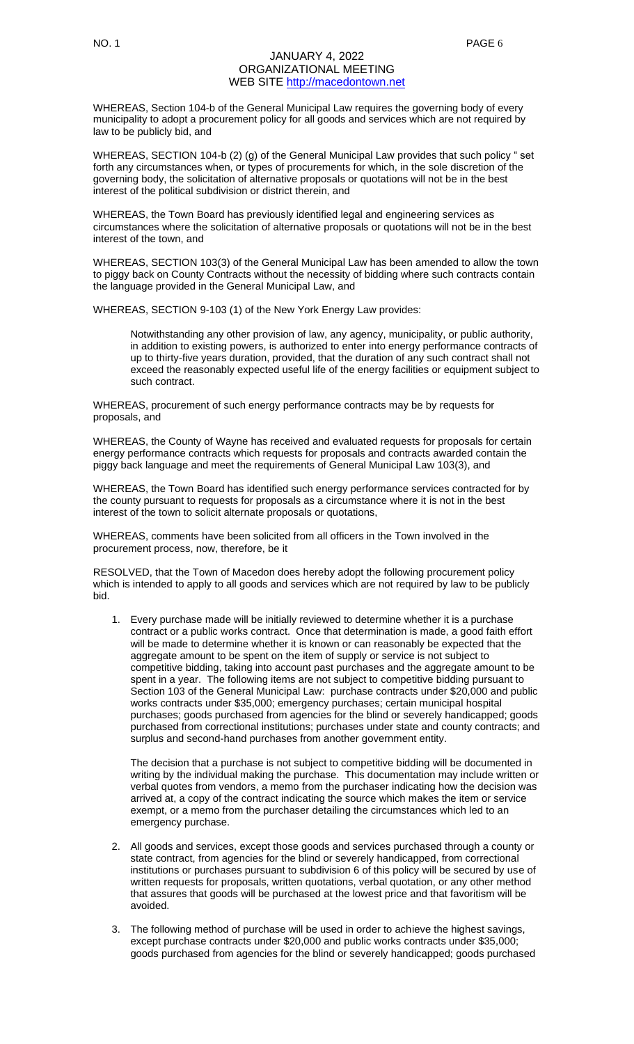WHEREAS, Section 104-b of the General Municipal Law requires the governing body of every municipality to adopt a procurement policy for all goods and services which are not required by law to be publicly bid, and

WHEREAS, SECTION 104-b (2) (g) of the General Municipal Law provides that such policy " set forth any circumstances when, or types of procurements for which, in the sole discretion of the governing body, the solicitation of alternative proposals or quotations will not be in the best interest of the political subdivision or district therein, and

WHEREAS, the Town Board has previously identified legal and engineering services as circumstances where the solicitation of alternative proposals or quotations will not be in the best interest of the town, and

WHEREAS, SECTION 103(3) of the General Municipal Law has been amended to allow the town to piggy back on County Contracts without the necessity of bidding where such contracts contain the language provided in the General Municipal Law, and

WHEREAS, SECTION 9-103 (1) of the New York Energy Law provides:

> Notwithstanding any other provision of law, any agency, municipality, or public authority, in addition to existing powers, is authorized to enter into energy performance contracts of up to thirty-five years duration, provided, that the duration of any such contract shall not exceed the reasonably expected useful life of the energy facilities or equipment subject to such contract.

WHEREAS, procurement of such energy performance contracts may be by requests for proposals, and

WHEREAS, the County of Wayne has received and evaluated requests for proposals for certain energy performance contracts which requests for proposals and contracts awarded contain the piggy back language and meet the requirements of General Municipal Law 103(3), and

WHEREAS, the Town Board has identified such energy performance services contracted for by the county pursuant to requests for proposals as a circumstance where it is not in the best interest of the town to solicit alternate proposals or quotations,

WHEREAS, comments have been solicited from all officers in the Town involved in the procurement process, now, therefore, be it

RESOLVED, that the Town of Macedon does hereby adopt the following procurement policy which is intended to apply to all goods and services which are not required by law to be publicly bid.

1. Every purchase made will be initially reviewed to determine whether it is a purchase contract or a public works contract. Once that determination is made, a good faith effort will be made to determine whether it is known or can reasonably be expected that the aggregate amount to be spent on the item of supply or service is not subject to competitive bidding, taking into account past purchases and the aggregate amount to be spent in a year. The following items are not subject to competitive bidding pursuant to Section 103 of the General Municipal Law: purchase contracts under $20,000 and public works contracts under $35,000; emergency purchases; certain municipal hospital purchases; goods purchased from agencies for the blind or severely handicapped; goods purchased from correctional institutions; purchases under state and county contracts; and surplus and second-hand purchases from another government entity.

   The decision that a purchase is not subject to competitive bidding will be documented in writing by the individual making the purchase. This documentation may include written or verbal quotes from vendors, a memo from the purchaser indicating how the decision was arrived at, a copy of the contract indicating the source which makes the item or service exempt, or a memo from the purchaser detailing the circumstances which led to an emergency purchase.

2. All goods and services, except those goods and services purchased through a county or state contract, from agencies for the blind or severely handicapped, from correctional institutions or purchases pursuant to subdivision 6 of this policy will be secured by use of written requests for proposals, written quotations, verbal quotation, or any other method that assures that goods will be purchased at the lowest price and that favoritism will be avoided.

3. The following method of purchase will be used in order to achieve the highest savings, except purchase contracts under $20,000 and public works contracts under $35,000; goods purchased from agencies for the blind or severely handicapped; goods purchased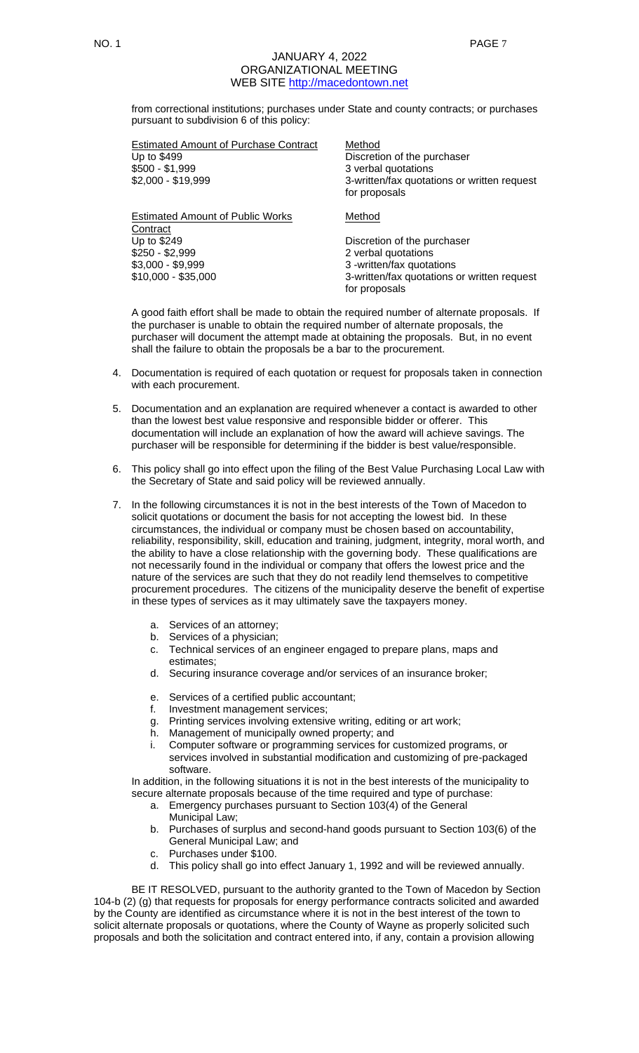from correctional institutions; purchases under State and county contracts; or purchases pursuant to subdivision 6 of this policy:

| Estimated Amount of Purchase Contract | Method |
| --- | --- |
| Up to $499 | Discretion of the purchaser |
| $500 - $1,999 | 3 verbal quotations |
| $2,000 - $19,999 | 3-written/fax quotations or written request for proposals |

| Estimated Amount of Public Works Contract | Method |
| --- | --- |
| Up to $249 | Discretion of the purchaser |
| $250 - $2,999 | 2 verbal quotations |
| $3,000 - $9,999 | 3 -written/fax quotations |
| $10,000 - $35,000 | 3-written/fax quotations or written request for proposals |

A good faith effort shall be made to obtain the required number of alternate proposals. If the purchaser is unable to obtain the required number of alternate proposals, the purchaser will document the attempt made at obtaining the proposals. But, in no event shall the failure to obtain the proposals be a bar to the procurement.

4. Documentation is required of each quotation or request for proposals taken in connection with each procurement.

5. Documentation and an explanation are required whenever a contact is awarded to other than the lowest best value responsive and responsible bidder or offerer. This documentation will include an explanation of how the award will achieve savings. The purchaser will be responsible for determining if the bidder is best value/responsible.

6. This policy shall go into effect upon the filing of the Best Value Purchasing Local Law with the Secretary of State and said policy will be reviewed annually.

7. In the following circumstances it is not in the best interests of the Town of Macedon to solicit quotations or document the basis for not accepting the lowest bid. In these circumstances, the individual or company must be chosen based on accountability, reliability, responsibility, skill, education and training, judgment, integrity, moral worth, and the ability to have a close relationship with the governing body. These qualifications are not necessarily found in the individual or company that offers the lowest price and the nature of the services are such that they do not readily lend themselves to competitive procurement procedures. The citizens of the municipality deserve the benefit of expertise in these types of services as it may ultimately save the taxpayers money.

   a. Services of an attorney;
   b. Services of a physician;
   c. Technical services of an engineer engaged to prepare plans, maps and estimates;
   d. Securing insurance coverage and/or services of an insurance broker;
   e. Services of a certified public accountant;
   f. Investment management services;
   g. Printing services involving extensive writing, editing or art work;
   h. Management of municipally owned property; and
   i. Computer software or programming services for customized programs, or services involved in substantial modification and customizing of pre-packaged software.

   In addition, in the following situations it is not in the best interests of the municipality to secure alternate proposals because of the time required and type of purchase:

   a. Emergency purchases pursuant to Section 103(4) of the General Municipal Law;
   b. Purchases of surplus and second-hand goods pursuant to Section 103(6) of the General Municipal Law; and
   c. Purchases under $100.
   d. This policy shall go into effect January 1, 1992 and will be reviewed annually.

BE IT RESOLVED, pursuant to the authority granted to the Town of Macedon by Section 104-b (2) (g) that requests for proposals for energy performance contracts solicited and awarded by the County are identified as circumstance where it is not in the best interest of the town to solicit alternate proposals or quotations, where the County of Wayne as properly solicited such proposals and both the solicitation and contract entered into, if any, contain a provision allowing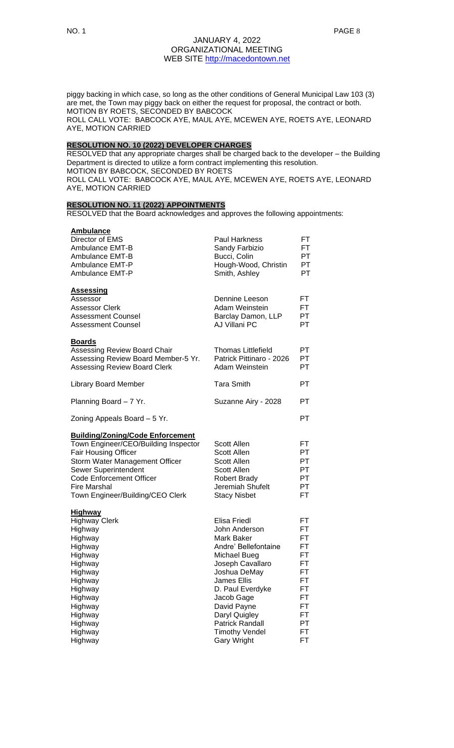piggy backing in which case, so long as the other conditions of General Municipal Law 103 (3) are met, the Town may piggy back on either the request for proposal, the contract or both.
MOTION BY ROETS, SECONDED BY BABCOCK
ROLL CALL VOTE: BABCOCK AYE, MAUL AYE, MCEWEN AYE, ROETS AYE, LEONARD AYE, MOTION CARRIED

**RESOLUTION NO. 10 (2022) DEVELOPER CHARGES**

RESOLVED that any appropriate charges shall be charged back to the developer – the Building Department is directed to utilize a form contract implementing this resolution.
MOTION BY BABCOCK, SECONDED BY ROETS
ROLL CALL VOTE: BABCOCK AYE, MAUL AYE, MCEWEN AYE, ROETS AYE, LEONARD AYE, MOTION CARRIED

**RESOLUTION NO. 11 (2022) APPOINTMENTS**

RESOLVED that the Board acknowledges and approves the following appointments:

| | | |
|---|---|---|
| **Ambulance** | | |
| Director of EMS | Paul Harkness | FT |
| Ambulance EMT-B | Sandy Farbizio | FT |
| Ambulance EMT-B | Bucci, Colin | PT |
| Ambulance EMT-P | Hough-Wood, Christin | PT |
| Ambulance EMT-P | Smith, Ashley | PT |
| **Assessing** | | |
| Assessor | Dennine Leeson | FT |
| Assessor Clerk | Adam Weinstein | FT |
| Assessment Counsel | Barclay Damon, LLP | PT |
| Assessment Counsel | AJ Villani PC | PT |
| **Boards** | | |
| Assessing Review Board Chair | Thomas Littlefield | PT |
| Assessing Review Board Member-5 Yr. | Patrick Pittinaro - 2026 | PT |
| Assessing Review Board Clerk | Adam Weinstein | PT |
| Library Board Member | Tara Smith | PT |
| Planning Board – 7 Yr. | Suzanne Airy - 2028 | PT |
| Zoning Appeals Board – 5 Yr. | | PT |
| **Building/Zoning/Code Enforcement** | | |
| Town Engineer/CEO/Building Inspector | Scott Allen | FT |
| Fair Housing Officer | Scott Allen | PT |
| Storm Water Management Officer | Scott Allen | PT |
| Sewer Superintendent | Scott Allen | PT |
| Code Enforcement Officer | Robert Brady | PT |
| Fire Marshal | Jeremiah Shufelt | PT |
| Town Engineer/Building/CEO Clerk | Stacy Nisbet | FT |
| **Highway** | | |
| Highway Clerk | Elisa Friedl | FT |
| Highway | John Anderson | FT |
| Highway | Mark Baker | FT |
| Highway | Andre' Bellefontaine | FT |
| Highway | Michael Bueg | FT |
| Highway | Joseph Cavallaro | FT |
| Highway | Joshua DeMay | FT |
| Highway | James Ellis | FT |
| Highway | D. Paul Everdyke | FT |
| Highway | Jacob Gage | FT |
| Highway | David Payne | FT |
| Highway | Daryl Quigley | FT |
| Highway | Patrick Randall | PT |
| Highway | Timothy Vendel | FT |
| Highway | Gary Wright | FT |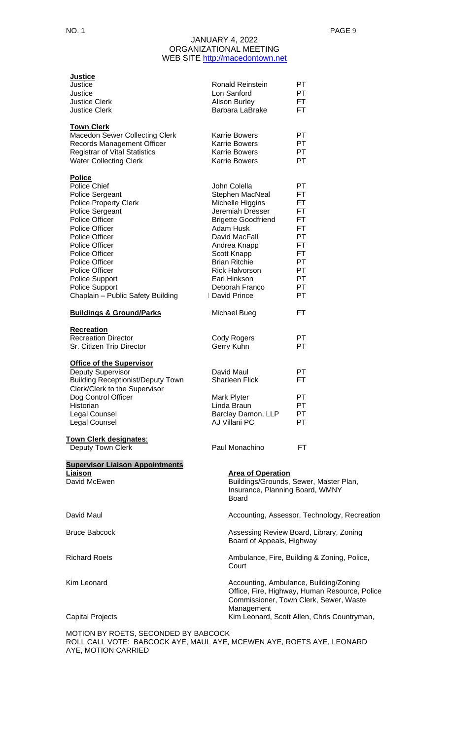JANUARY 4, 2022
ORGANIZATIONAL MEETING
WEB SITE http://macedontown.net

| | | |
|---|---|---|
| **Justice** | | |
| Justice | Ronald Reinstein | PT |
| Justice | Lon Sanford | PT |
| Justice Clerk | Alison Burley | FT |
| Justice Clerk | Barbara LaBrake | FT |
| **Town Clerk** | | |
| Macedon Sewer Collecting Clerk | Karrie Bowers | PT |
| Records Management Officer | Karrie Bowers | PT |
| Registrar of Vital Statistics | Karrie Bowers | PT |
| Water Collecting Clerk | Karrie Bowers | PT |
| **Police** | | |
| Police Chief | John Colella | PT |
| Police Sergeant | Stephen MacNeal | FT |
| Police Property Clerk | Michelle Higgins | FT |
| Police Sergeant | Jeremiah Dresser | FT |
| Police Officer | Brigette Goodfriend | FT |
| Police Officer | Adam Husk | FT |
| Police Officer | David MacFall | PT |
| Police Officer | Andrea Knapp | FT |
| Police Officer | Scott Knapp | FT |
| Police Officer | Brian Ritchie | PT |
| Police Officer | Rick Halvorson | PT |
| Police Support | Earl Hinkson | PT |
| Police Support | Deborah Franco | PT |
| Chaplain – Public Safety Building | David Prince | PT |
| **Buildings & Ground/Parks** | Michael Bueg | FT |
| **Recreation** | | |
| Recreation Director | Cody Rogers | PT |
| Sr. Citizen Trip Director | Gerry Kuhn | PT |
| **Office of the Supervisor** | | |
| Deputy Supervisor | David Maul | PT |
| Building Receptionist/Deputy Town Clerk/Clerk to the Supervisor | Sharleen Flick | FT |
| Dog Control Officer | Mark Plyter | PT |
| Historian | Linda Braun | PT |
| Legal Counsel | Barclay Damon, LLP | PT |
| Legal Counsel | AJ Villani PC | PT |
| **Town Clerk designates**: | | |
| Deputy Town Clerk | Paul Monachino | FT |

**Supervisor Liaison Appointments**

| **Liaison** | **Area of Operation** |
|---|---|
| David McEwen | Buildings/Grounds, Sewer, Master Plan, Insurance, Planning Board, WMNY Board |
| David Maul | Accounting, Assessor, Technology, Recreation |
| Bruce Babcock | Assessing Review Board, Library, Zoning Board of Appeals, Highway |
| Richard Roets | Ambulance, Fire, Building & Zoning, Police, Court |
| Kim Leonard | Accounting, Ambulance, Building/Zoning Office, Fire, Highway, Human Resource, Police Commissioner, Town Clerk, Sewer, Waste Management |
| Capital Projects | Kim Leonard, Scott Allen, Chris Countryman, |

MOTION BY ROETS, SECONDED BY BABCOCK
ROLL CALL VOTE: BABCOCK AYE, MAUL AYE, MCEWEN AYE, ROETS AYE, LEONARD AYE, MOTION CARRIED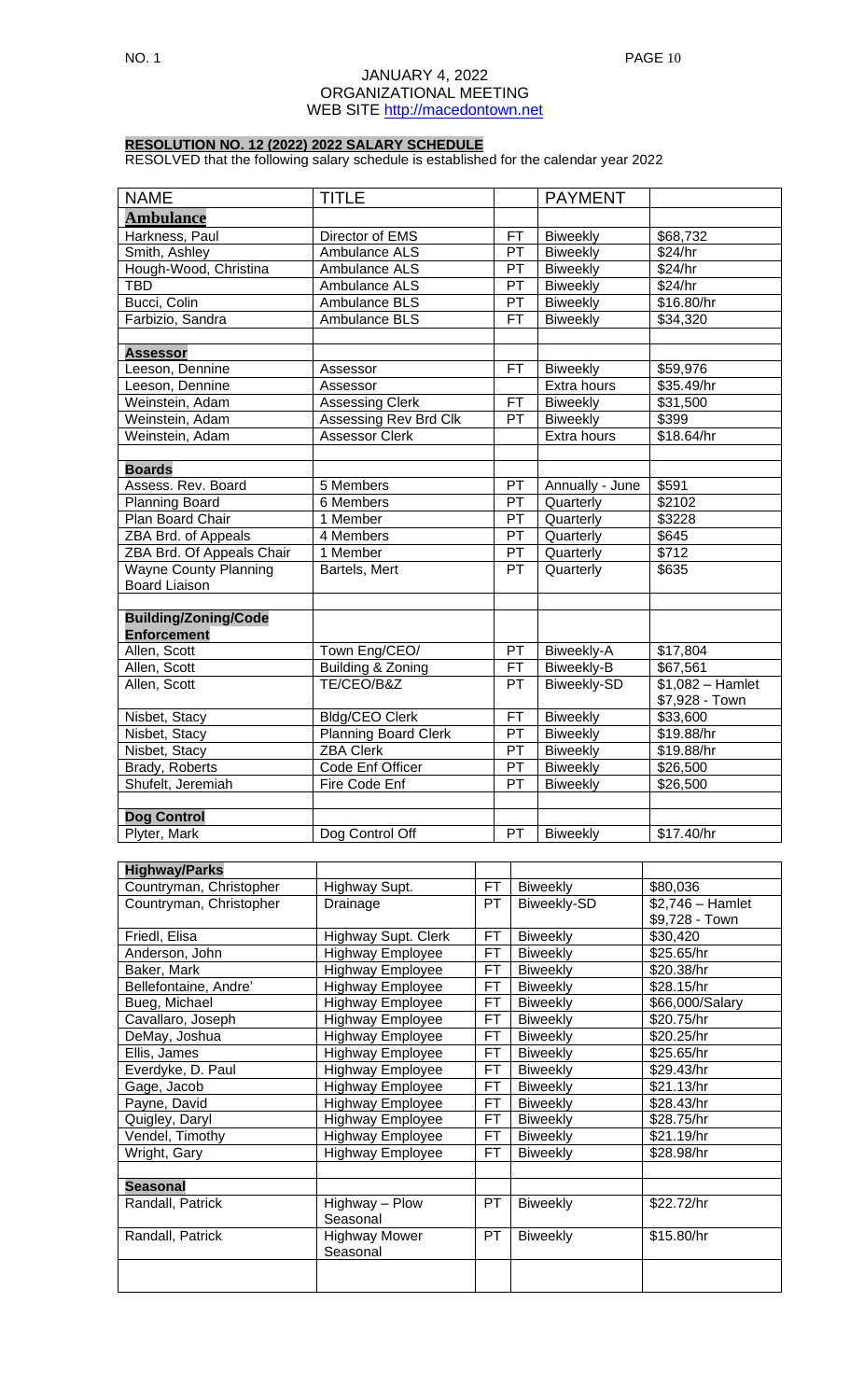JANUARY 4, 2022
ORGANIZATIONAL MEETING
WEB SITE http://macedontown.net

**RESOLUTION NO. 12 (2022) 2022 SALARY SCHEDULE**

RESOLVED that the following salary schedule is established for the calendar year 2022

| NAME | TITLE | | PAYMENT | |
|---|---|---|---|---|
| **Ambulance** | | | | |
| Harkness, Paul | Director of EMS | FT | Biweekly | $68,732 |
| Smith, Ashley | Ambulance ALS | PT | Biweekly | $24/hr |
| Hough-Wood, Christina | Ambulance ALS | PT | Biweekly | $24/hr |
| TBD | Ambulance ALS | PT | Biweekly | $24/hr |
| Bucci, Colin | Ambulance BLS | PT | Biweekly | $16.80/hr |
| Farbizio, Sandra | Ambulance BLS | FT | Biweekly | $34,320 |
| | | | | |
| **Assessor** | | | | |
| Leeson, Dennine | Assessor | FT | Biweekly | $59,976 |
| Leeson, Dennine | Assessor | | Extra hours | $35.49/hr |
| Weinstein, Adam | Assessing Clerk | FT | Biweekly | $31,500 |
| Weinstein, Adam | Assessing Rev Brd Clk | PT | Biweekly | $399 |
| Weinstein, Adam | Assessor Clerk | | Extra hours | $18.64/hr |
| | | | | |
| **Boards** | | | | |
| Assess. Rev. Board | 5 Members | PT | Annually - June | $591 |
| Planning Board | 6 Members | PT | Quarterly | $2102 |
| Plan Board Chair | 1 Member | PT | Quarterly | $3228 |
| ZBA Brd. of Appeals | 4 Members | PT | Quarterly | $645 |
| ZBA Brd. Of Appeals Chair | 1 Member | PT | Quarterly | $712 |
| Wayne County Planning Board Liaison | Bartels, Mert | PT | Quarterly | $635 |
| | | | | |
| **Building/Zoning/Code Enforcement** | | | | |
| Allen, Scott | Town Eng/CEO/ | PT | Biweekly-A | $17,804 |
| Allen, Scott | Building & Zoning | FT | Biweekly-B | $67,561 |
| Allen, Scott | TE/CEO/B&Z | PT | Biweekly-SD | $1,082 – Hamlet $7,928 - Town |
| Nisbet, Stacy | Bldg/CEO Clerk | FT | Biweekly | $33,600 |
| Nisbet, Stacy | Planning Board Clerk | PT | Biweekly | $19.88/hr |
| Nisbet, Stacy | ZBA Clerk | PT | Biweekly | $19.88/hr |
| Brady, Roberts | Code Enf Officer | PT | Biweekly | $26,500 |
| Shufelt, Jeremiah | Fire Code Enf | PT | Biweekly | $26,500 |
| | | | | |
| **Dog Control** | | | | |
| Plyter, Mark | Dog Control Off | PT | Biweekly | $17.40/hr |

| **Highway/Parks** | | | | |
|---|---|---|---|---|
| Countryman, Christopher | Highway Supt. | FT | Biweekly | $80,036 |
| Countryman, Christopher | Drainage | PT | Biweekly-SD | $2,746 – Hamlet $9,728 - Town |
| Friedl, Elisa | Highway Supt. Clerk | FT | Biweekly | $30,420 |
| Anderson, John | Highway Employee | FT | Biweekly | $25.65/hr |
| Baker, Mark | Highway Employee | FT | Biweekly | $20.38/hr |
| Bellefontaine, Andre' | Highway Employee | FT | Biweekly | $28.15/hr |
| Bueg, Michael | Highway Employee | FT | Biweekly | $66,000/Salary |
| Cavallaro, Joseph | Highway Employee | FT | Biweekly | $20.75/hr |
| DeMay, Joshua | Highway Employee | FT | Biweekly | $20.25/hr |
| Ellis, James | Highway Employee | FT | Biweekly | $25.65/hr |
| Everdyke, D. Paul | Highway Employee | FT | Biweekly | $29.43/hr |
| Gage, Jacob | Highway Employee | FT | Biweekly | $21.13/hr |
| Payne, David | Highway Employee | FT | Biweekly | $28.43/hr |
| Quigley, Daryl | Highway Employee | FT | Biweekly | $28.75/hr |
| Vendel, Timothy | Highway Employee | FT | Biweekly | $21.19/hr |
| Wright, Gary | Highway Employee | FT | Biweekly | $28.98/hr |
| | | | | |
| **Seasonal** | | | | |
| Randall, Patrick | Highway – Plow Seasonal | PT | Biweekly | $22.72/hr |
| Randall, Patrick | Highway Mower Seasonal | PT | Biweekly | $15.80/hr |
| | | | | |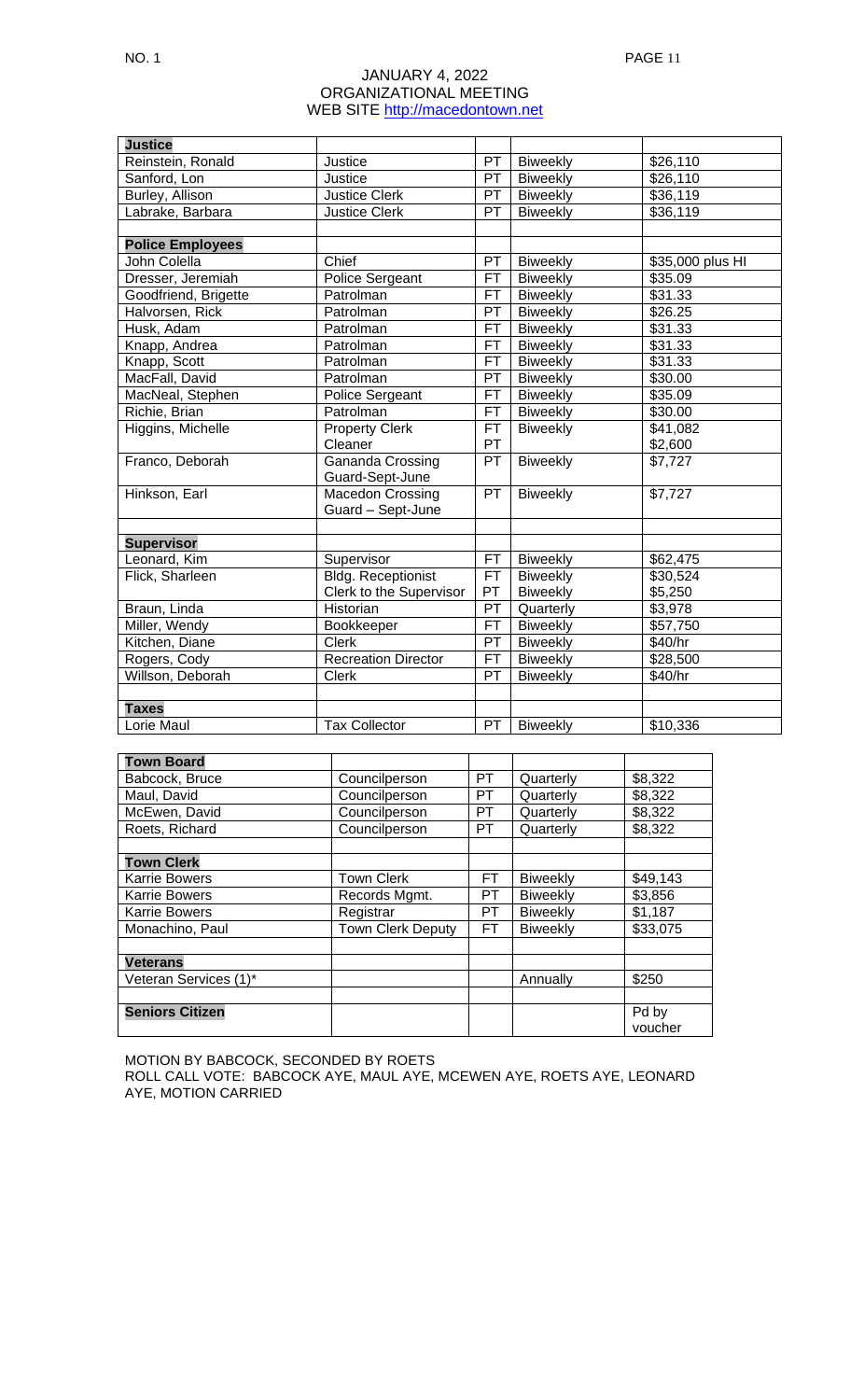JANUARY 4, 2022
ORGANIZATIONAL MEETING
WEB SITE http://macedontown.net

| **Justice** | | | | |
|---|---|---|---|---|
| Reinstein, Ronald | Justice | PT | Biweekly | $26,110 |
| Sanford, Lon | Justice | PT | Biweekly | $26,110 |
| Burley, Allison | Justice Clerk | PT | Biweekly | $36,119 |
| Labrake, Barbara | Justice Clerk | PT | Biweekly | $36,119 |
| | | | | |
| **Police Employees** | | | | |
| John Colella | Chief | PT | Biweekly | $35,000 plus HI |
| Dresser, Jeremiah | Police Sergeant | FT | Biweekly | $35.09 |
| Goodfriend, Brigette | Patrolman | FT | Biweekly | $31.33 |
| Halvorsen, Rick | Patrolman | PT | Biweekly | $26.25 |
| Husk, Adam | Patrolman | FT | Biweekly | $31.33 |
| Knapp, Andrea | Patrolman | FT | Biweekly | $31.33 |
| Knapp, Scott | Patrolman | FT | Biweekly | $31.33 |
| MacFall, David | Patrolman | PT | Biweekly | $30.00 |
| MacNeal, Stephen | Police Sergeant | FT | Biweekly | $35.09 |
| Richie, Brian | Patrolman | FT | Biweekly | $30.00 |
| Higgins, Michelle | Property Clerk<br>Cleaner | FT<br>PT | Biweekly | $41,082<br>$2,600 |
| Franco, Deborah | Gananda Crossing Guard-Sept-June | PT | Biweekly | $7,727 |
| Hinkson, Earl | Macedon Crossing Guard – Sept-June | PT | Biweekly | $7,727 |
| | | | | |
| **Supervisor** | | | | |
| Leonard, Kim | Supervisor | FT | Biweekly | $62,475 |
| Flick, Sharleen | Bldg. Receptionist<br>Clerk to the Supervisor | FT<br>PT | Biweekly<br>Biweekly | $30,524<br>$5,250 |
| Braun, Linda | Historian | PT | Quarterly | $3,978 |
| Miller, Wendy | Bookkeeper | FT | Biweekly | $57,750 |
| Kitchen, Diane | Clerk | PT | Biweekly | $40/hr |
| Rogers, Cody | Recreation Director | FT | Biweekly | $28,500 |
| Willson, Deborah | Clerk | PT | Biweekly | $40/hr |
| | | | | |
| **Taxes** | | | | |
| Lorie Maul | Tax Collector | PT | Biweekly | $10,336 |

| **Town Board** | | | | |
|---|---|---|---|---|
| Babcock, Bruce | Councilperson | PT | Quarterly | $8,322 |
| Maul, David | Councilperson | PT | Quarterly | $8,322 |
| McEwen, David | Councilperson | PT | Quarterly | $8,322 |
| Roets, Richard | Councilperson | PT | Quarterly | $8,322 |
| | | | | |
| **Town Clerk** | | | | |
| Karrie Bowers | Town Clerk | FT | Biweekly | $49,143 |
| Karrie Bowers | Records Mgmt. | PT | Biweekly | $3,856 |
| Karrie Bowers | Registrar | PT | Biweekly | $1,187 |
| Monachino, Paul | Town Clerk Deputy | FT | Biweekly | $33,075 |
| | | | | |
| **Veterans** | | | | |
| Veteran Services (1)* | | | Annually | $250 |
| | | | | |
| **Seniors Citizen** | | | | Pd by voucher |

MOTION BY BABCOCK, SECONDED BY ROETS
ROLL CALL VOTE: BABCOCK AYE, MAUL AYE, MCEWEN AYE, ROETS AYE, LEONARD AYE, MOTION CARRIED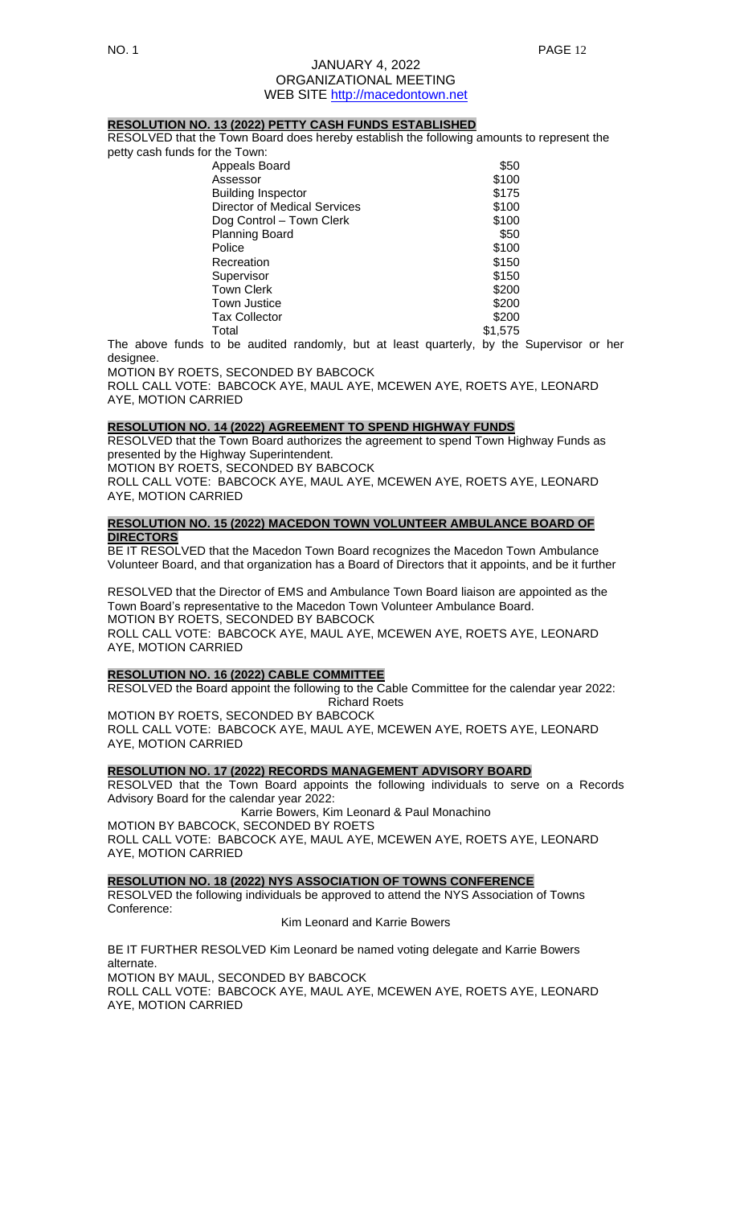**RESOLUTION NO. 13 (2022) PETTY CASH FUNDS ESTABLISHED**

RESOLVED that the Town Board does hereby establish the following amounts to represent the petty cash funds for the Town:

| | |
|---|---|
| Appeals Board | $50 |
| Assessor | $100 |
| Building Inspector | $175 |
| Director of Medical Services | $100 |
| Dog Control – Town Clerk | $100 |
| Planning Board | $50 |
| Police | $100 |
| Recreation | $150 |
| Supervisor | $150 |
| Town Clerk | $200 |
| Town Justice | $200 |
| Tax Collector | $200 |
| Total | $1,575 |

The above funds to be audited randomly, but at least quarterly, by the Supervisor or her designee.

MOTION BY ROETS, SECONDED BY BABCOCK

ROLL CALL VOTE: BABCOCK AYE, MAUL AYE, MCEWEN AYE, ROETS AYE, LEONARD AYE, MOTION CARRIED

**RESOLUTION NO. 14 (2022) AGREEMENT TO SPEND HIGHWAY FUNDS**

RESOLVED that the Town Board authorizes the agreement to spend Town Highway Funds as presented by the Highway Superintendent.

MOTION BY ROETS, SECONDED BY BABCOCK

ROLL CALL VOTE: BABCOCK AYE, MAUL AYE, MCEWEN AYE, ROETS AYE, LEONARD AYE, MOTION CARRIED

**RESOLUTION NO. 15 (2022) MACEDON TOWN VOLUNTEER AMBULANCE BOARD OF DIRECTORS**

BE IT RESOLVED that the Macedon Town Board recognizes the Macedon Town Ambulance Volunteer Board, and that organization has a Board of Directors that it appoints, and be it further

RESOLVED that the Director of EMS and Ambulance Town Board liaison are appointed as the Town Board's representative to the Macedon Town Volunteer Ambulance Board.

MOTION BY ROETS, SECONDED BY BABCOCK

ROLL CALL VOTE: BABCOCK AYE, MAUL AYE, MCEWEN AYE, ROETS AYE, LEONARD AYE, MOTION CARRIED

**RESOLUTION NO. 16 (2022) CABLE COMMITTEE**

RESOLVED the Board appoint the following to the Cable Committee for the calendar year 2022:

Richard Roets

MOTION BY ROETS, SECONDED BY BABCOCK

ROLL CALL VOTE: BABCOCK AYE, MAUL AYE, MCEWEN AYE, ROETS AYE, LEONARD AYE, MOTION CARRIED

**RESOLUTION NO. 17 (2022) RECORDS MANAGEMENT ADVISORY BOARD**

RESOLVED that the Town Board appoints the following individuals to serve on a Records Advisory Board for the calendar year 2022:

Karrie Bowers, Kim Leonard & Paul Monachino

MOTION BY BABCOCK, SECONDED BY ROETS

ROLL CALL VOTE: BABCOCK AYE, MAUL AYE, MCEWEN AYE, ROETS AYE, LEONARD AYE, MOTION CARRIED

**RESOLUTION NO. 18 (2022) NYS ASSOCIATION OF TOWNS CONFERENCE**

RESOLVED the following individuals be approved to attend the NYS Association of Towns Conference:

Kim Leonard and Karrie Bowers

BE IT FURTHER RESOLVED Kim Leonard be named voting delegate and Karrie Bowers alternate.

MOTION BY MAUL, SECONDED BY BABCOCK

ROLL CALL VOTE: BABCOCK AYE, MAUL AYE, MCEWEN AYE, ROETS AYE, LEONARD AYE, MOTION CARRIED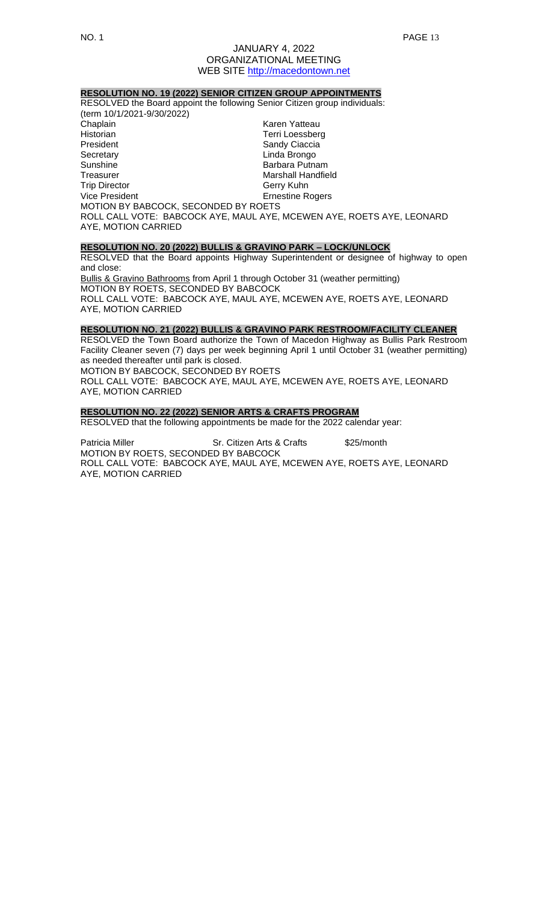**RESOLUTION NO. 19 (2022) SENIOR CITIZEN GROUP APPOINTMENTS**

RESOLVED the Board appoint the following Senior Citizen group individuals:
(term 10/1/2021-9/30/2022)

| | |
|---|---|
| Chaplain | Karen Yatteau |
| Historian | Terri Loessberg |
| President | Sandy Ciaccia |
| Secretary | Linda Brongo |
| Sunshine | Barbara Putnam |
| Treasurer | Marshall Handfield |
| Trip Director | Gerry Kuhn |
| Vice President | Ernestine Rogers |

MOTION BY BABCOCK, SECONDED BY ROETS
ROLL CALL VOTE: BABCOCK AYE, MAUL AYE, MCEWEN AYE, ROETS AYE, LEONARD AYE, MOTION CARRIED

**RESOLUTION NO. 20 (2022) BULLIS & GRAVINO PARK – LOCK/UNLOCK**

RESOLVED that the Board appoints Highway Superintendent or designee of highway to open and close:

Bullis & Gravino Bathrooms from April 1 through October 31 (weather permitting)
MOTION BY ROETS, SECONDED BY BABCOCK
ROLL CALL VOTE: BABCOCK AYE, MAUL AYE, MCEWEN AYE, ROETS AYE, LEONARD AYE, MOTION CARRIED

**RESOLUTION NO. 21 (2022) BULLIS & GRAVINO PARK RESTROOM/FACILITY CLEANER**

RESOLVED the Town Board authorize the Town of Macedon Highway as Bullis Park Restroom Facility Cleaner seven (7) days per week beginning April 1 until October 31 (weather permitting) as needed thereafter until park is closed.
MOTION BY BABCOCK, SECONDED BY ROETS
ROLL CALL VOTE: BABCOCK AYE, MAUL AYE, MCEWEN AYE, ROETS AYE, LEONARD AYE, MOTION CARRIED

**RESOLUTION NO. 22 (2022) SENIOR ARTS & CRAFTS PROGRAM**

RESOLVED that the following appointments be made for the 2022 calendar year:

| | | |
|---|---|---|
| Patricia Miller | Sr. Citizen Arts & Crafts | $25/month |

MOTION BY ROETS, SECONDED BY BABCOCK
ROLL CALL VOTE: BABCOCK AYE, MAUL AYE, MCEWEN AYE, ROETS AYE, LEONARD AYE, MOTION CARRIED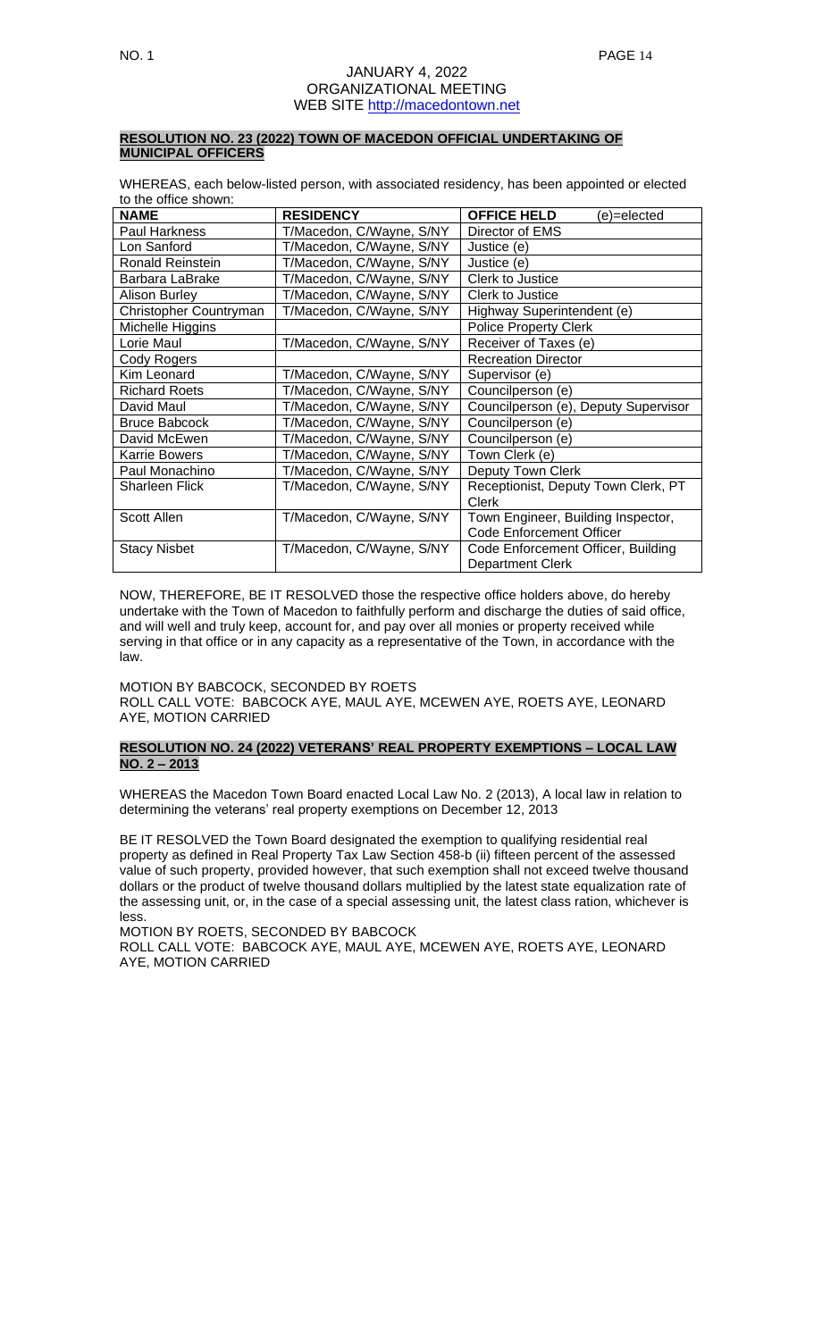**RESOLUTION NO. 23 (2022) TOWN OF MACEDON OFFICIAL UNDERTAKING OF MUNICIPAL OFFICERS**

WHEREAS, each below-listed person, with associated residency, has been appointed or elected to the office shown:

| NAME | RESIDENCY | OFFICE HELD (e)=elected |
|---|---|---|
| Paul Harkness | T/Macedon, C/Wayne, S/NY | Director of EMS |
| Lon Sanford | T/Macedon, C/Wayne, S/NY | Justice (e) |
| Ronald Reinstein | T/Macedon, C/Wayne, S/NY | Justice (e) |
| Barbara LaBrake | T/Macedon, C/Wayne, S/NY | Clerk to Justice |
| Alison Burley | T/Macedon, C/Wayne, S/NY | Clerk to Justice |
| Christopher Countryman | T/Macedon, C/Wayne, S/NY | Highway Superintendent (e) |
| Michelle Higgins | | Police Property Clerk |
| Lorie Maul | T/Macedon, C/Wayne, S/NY | Receiver of Taxes (e) |
| Cody Rogers | | Recreation Director |
| Kim Leonard | T/Macedon, C/Wayne, S/NY | Supervisor (e) |
| Richard Roets | T/Macedon, C/Wayne, S/NY | Councilperson (e) |
| David Maul | T/Macedon, C/Wayne, S/NY | Councilperson (e), Deputy Supervisor |
| Bruce Babcock | T/Macedon, C/Wayne, S/NY | Councilperson (e) |
| David McEwen | T/Macedon, C/Wayne, S/NY | Councilperson (e) |
| Karrie Bowers | T/Macedon, C/Wayne, S/NY | Town Clerk (e) |
| Paul Monachino | T/Macedon, C/Wayne, S/NY | Deputy Town Clerk |
| Sharleen Flick | T/Macedon, C/Wayne, S/NY | Receptionist, Deputy Town Clerk, PT Clerk |
| Scott Allen | T/Macedon, C/Wayne, S/NY | Town Engineer, Building Inspector, Code Enforcement Officer |
| Stacy Nisbet | T/Macedon, C/Wayne, S/NY | Code Enforcement Officer, Building Department Clerk |

NOW, THEREFORE, BE IT RESOLVED those the respective office holders above, do hereby undertake with the Town of Macedon to faithfully perform and discharge the duties of said office, and will well and truly keep, account for, and pay over all monies or property received while serving in that office or in any capacity as a representative of the Town, in accordance with the law.

MOTION BY BABCOCK, SECONDED BY ROETS
ROLL CALL VOTE: BABCOCK AYE, MAUL AYE, MCEWEN AYE, ROETS AYE, LEONARD AYE, MOTION CARRIED

**RESOLUTION NO. 24 (2022) VETERANS' REAL PROPERTY EXEMPTIONS – LOCAL LAW NO. 2 – 2013**

WHEREAS the Macedon Town Board enacted Local Law No. 2 (2013), A local law in relation to determining the veterans' real property exemptions on December 12, 2013

BE IT RESOLVED the Town Board designated the exemption to qualifying residential real property as defined in Real Property Tax Law Section 458-b (ii) fifteen percent of the assessed value of such property, provided however, that such exemption shall not exceed twelve thousand dollars or the product of twelve thousand dollars multiplied by the latest state equalization rate of the assessing unit, or, in the case of a special assessing unit, the latest class ration, whichever is less.

MOTION BY ROETS, SECONDED BY BABCOCK
ROLL CALL VOTE: BABCOCK AYE, MAUL AYE, MCEWEN AYE, ROETS AYE, LEONARD AYE, MOTION CARRIED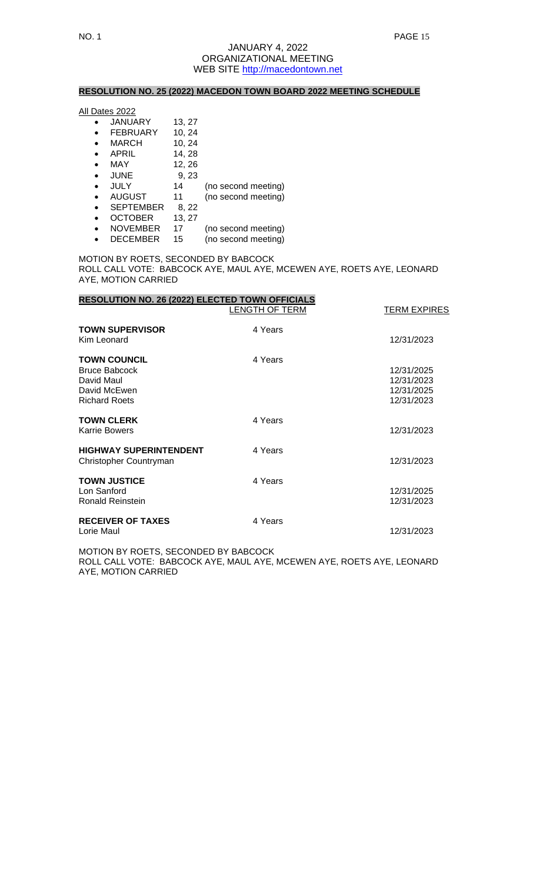JANUARY 4, 2022
ORGANIZATIONAL MEETING
WEB SITE http://macedontown.net

**RESOLUTION NO. 25 (2022) MACEDON TOWN BOARD 2022 MEETING SCHEDULE**

All Dates 2022

- JANUARY 13, 27
- FEBRUARY 10, 24
- MARCH 10, 24
- APRIL 14, 28
- MAY 12, 26
- JUNE 9, 23
- JULY 14 (no second meeting)
- AUGUST 11 (no second meeting)
- SEPTEMBER 8, 22
- OCTOBER 13, 27
- NOVEMBER 17 (no second meeting)
- DECEMBER 15 (no second meeting)

MOTION BY ROETS, SECONDED BY BABCOCK
ROLL CALL VOTE: BABCOCK AYE, MAUL AYE, MCEWEN AYE, ROETS AYE, LEONARD AYE, MOTION CARRIED

**RESOLUTION NO. 26 (2022) ELECTED TOWN OFFICIALS**

| | LENGTH OF TERM | TERM EXPIRES |
|---|---|---|
| **TOWN SUPERVISOR** | 4 Years | |
| Kim Leonard | | 12/31/2023 |
| **TOWN COUNCIL** | 4 Years | |
| Bruce Babcock | | 12/31/2025 |
| David Maul | | 12/31/2023 |
| David McEwen | | 12/31/2025 |
| Richard Roets | | 12/31/2023 |
| **TOWN CLERK** | 4 Years | |
| Karrie Bowers | | 12/31/2023 |
| **HIGHWAY SUPERINTENDENT** | 4 Years | |
| Christopher Countryman | | 12/31/2023 |
| **TOWN JUSTICE** | 4 Years | |
| Lon Sanford | | 12/31/2025 |
| Ronald Reinstein | | 12/31/2023 |
| **RECEIVER OF TAXES** | 4 Years | |
| Lorie Maul | | 12/31/2023 |

MOTION BY ROETS, SECONDED BY BABCOCK
ROLL CALL VOTE: BABCOCK AYE, MAUL AYE, MCEWEN AYE, ROETS AYE, LEONARD AYE, MOTION CARRIED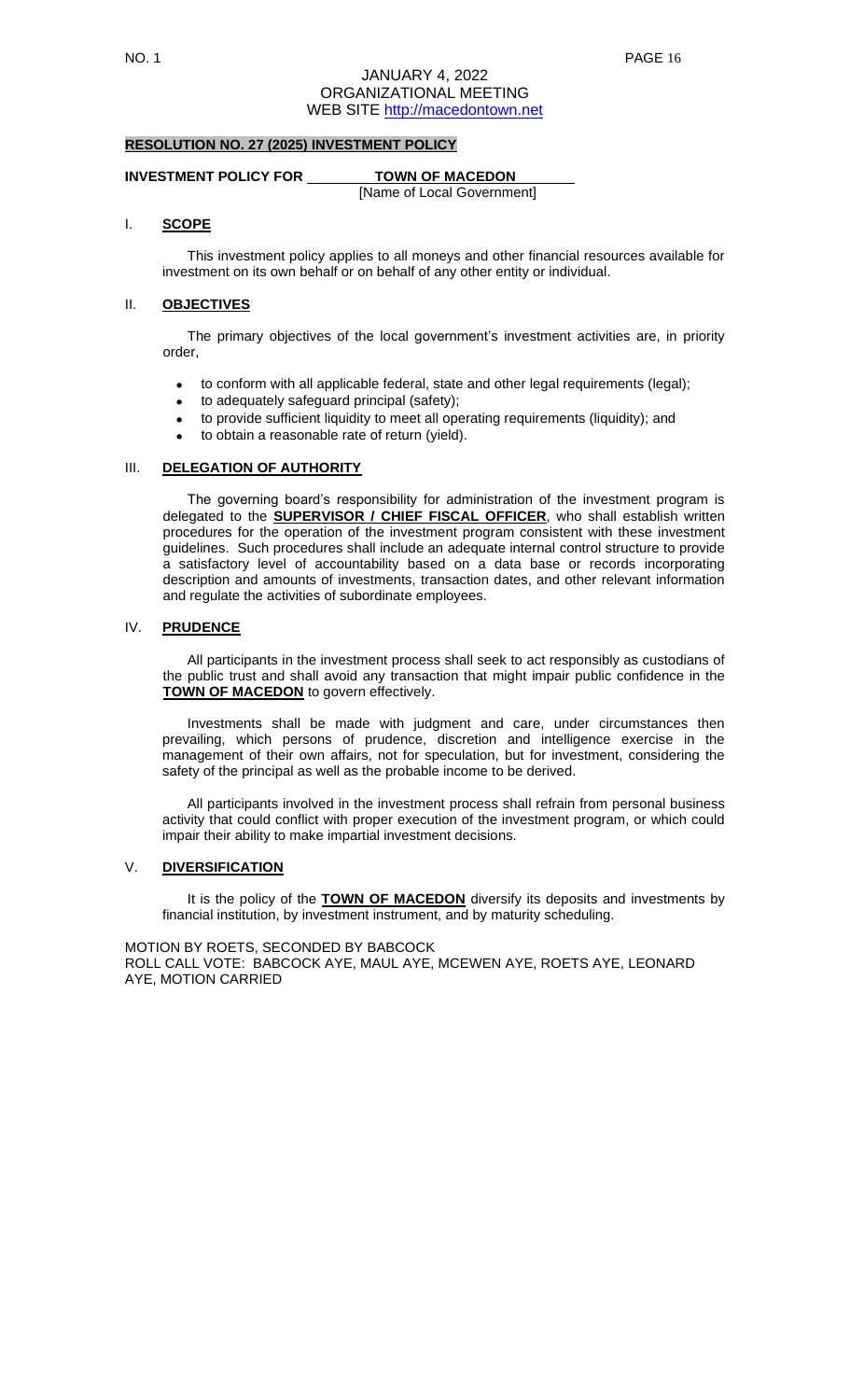**RESOLUTION NO. 27 (2025) INVESTMENT POLICY**

**INVESTMENT POLICY FOR TOWN OF MACEDON**
[Name of Local Government]

## I. SCOPE

This investment policy applies to all moneys and other financial resources available for investment on its own behalf or on behalf of any other entity or individual.

## II. OBJECTIVES

The primary objectives of the local government's investment activities are, in priority order,

- to conform with all applicable federal, state and other legal requirements (legal);
- to adequately safeguard principal (safety);
- to provide sufficient liquidity to meet all operating requirements (liquidity); and
- to obtain a reasonable rate of return (yield).

## III. DELEGATION OF AUTHORITY

The governing board's responsibility for administration of the investment program is delegated to the **SUPERVISOR / CHIEF FISCAL OFFICER**, who shall establish written procedures for the operation of the investment program consistent with these investment guidelines. Such procedures shall include an adequate internal control structure to provide a satisfactory level of accountability based on a data base or records incorporating description and amounts of investments, transaction dates, and other relevant information and regulate the activities of subordinate employees.

## IV. PRUDENCE

All participants in the investment process shall seek to act responsibly as custodians of the public trust and shall avoid any transaction that might impair public confidence in the **TOWN OF MACEDON** to govern effectively.

Investments shall be made with judgment and care, under circumstances then prevailing, which persons of prudence, discretion and intelligence exercise in the management of their own affairs, not for speculation, but for investment, considering the safety of the principal as well as the probable income to be derived.

All participants involved in the investment process shall refrain from personal business activity that could conflict with proper execution of the investment program, or which could impair their ability to make impartial investment decisions.

## V. DIVERSIFICATION

It is the policy of the **TOWN OF MACEDON** diversify its deposits and investments by financial institution, by investment instrument, and by maturity scheduling.

MOTION BY ROETS, SECONDED BY BABCOCK
ROLL CALL VOTE: BABCOCK AYE, MAUL AYE, MCEWEN AYE, ROETS AYE, LEONARD AYE, MOTION CARRIED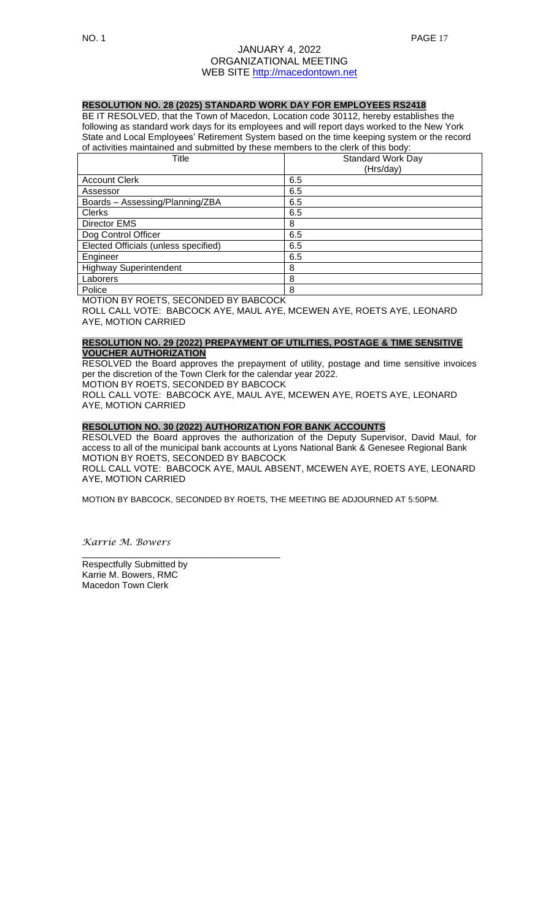**RESOLUTION NO. 28 (2025) STANDARD WORK DAY FOR EMPLOYEES RS2418**

BE IT RESOLVED, that the Town of Macedon, Location code 30112, hereby establishes the following as standard work days for its employees and will report days worked to the New York State and Local Employees' Retirement System based on the time keeping system or the record of activities maintained and submitted by these members to the clerk of this body:

| Title | Standard Work Day (Hrs/day) |
|---|---|
| Account Clerk | 6.5 |
| Assessor | 6.5 |
| Boards – Assessing/Planning/ZBA | 6.5 |
| Clerks | 6.5 |
| Director EMS | 8 |
| Dog Control Officer | 6.5 |
| Elected Officials (unless specified) | 6.5 |
| Engineer | 6.5 |
| Highway Superintendent | 8 |
| Laborers | 8 |
| Police | 8 |

MOTION BY ROETS, SECONDED BY BABCOCK
ROLL CALL VOTE: BABCOCK AYE, MAUL AYE, MCEWEN AYE, ROETS AYE, LEONARD AYE, MOTION CARRIED

**RESOLUTION NO. 29 (2022) PREPAYMENT OF UTILITIES, POSTAGE & TIME SENSITIVE VOUCHER AUTHORIZATION**

RESOLVED the Board approves the prepayment of utility, postage and time sensitive invoices per the discretion of the Town Clerk for the calendar year 2022.
MOTION BY ROETS, SECONDED BY BABCOCK
ROLL CALL VOTE: BABCOCK AYE, MAUL AYE, MCEWEN AYE, ROETS AYE, LEONARD AYE, MOTION CARRIED

**RESOLUTION NO. 30 (2022) AUTHORIZATION FOR BANK ACCOUNTS**

RESOLVED the Board approves the authorization of the Deputy Supervisor, David Maul, for access to all of the municipal bank accounts at Lyons National Bank & Genesee Regional Bank
MOTION BY ROETS, SECONDED BY BABCOCK
ROLL CALL VOTE: BABCOCK AYE, MAUL ABSENT, MCEWEN AYE, ROETS AYE, LEONARD AYE, MOTION CARRIED

MOTION BY BABCOCK, SECONDED BY ROETS, THE MEETING BE ADJOURNED AT 5:50PM.

*Karrie M. Bowers*

Respectfully Submitted by
Karrie M. Bowers, RMC
Macedon Town Clerk